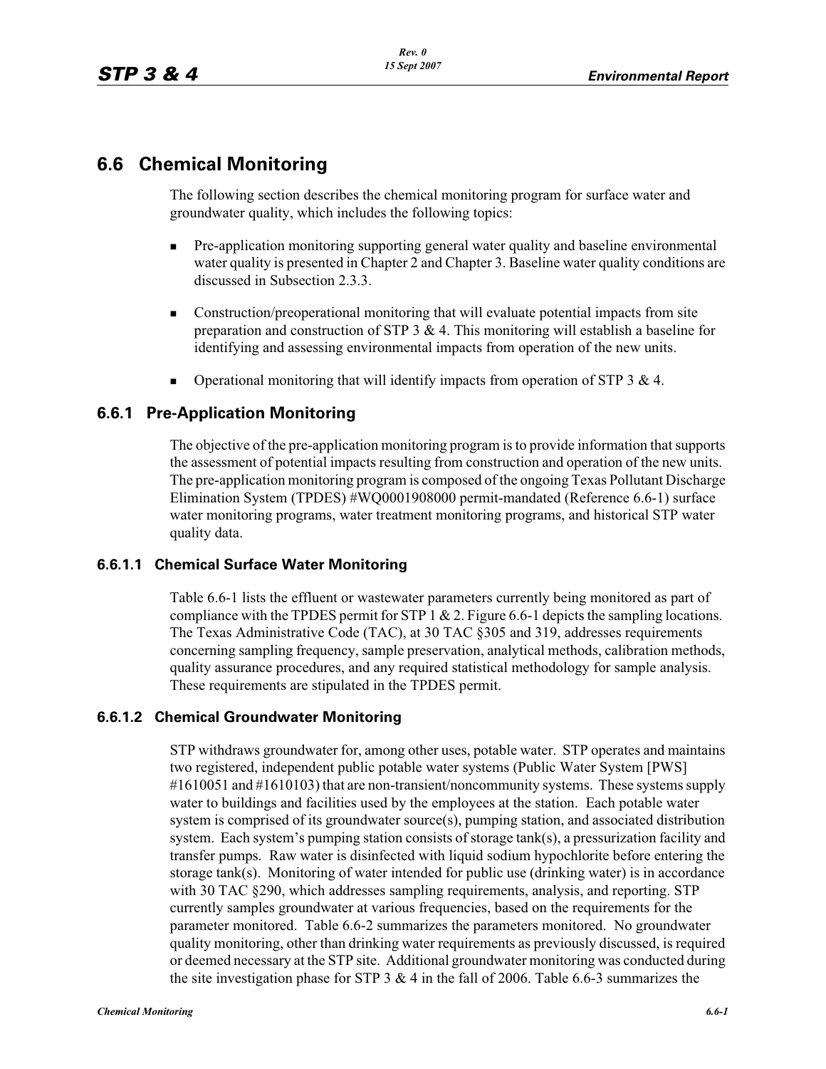# 6.6 Chemical Monitoring

The following section describes the chemical monitoring program for surface water and groundwater quality, which includes the following topics:

- Pre-application monitoring supporting general water quality and baseline environmental water quality is presented in Chapter 2 and Chapter 3. Baseline water quality conditions are discussed in Subsection 2.3.3.
- Construction/preoperational monitoring that will evaluate potential impacts from site preparation and construction of STP 3 & 4. This monitoring will establish a baseline for identifying and assessing environmental impacts from operation of the new units.
- Operational monitoring that will identify impacts from operation of STP 3 & 4.

## 6.6.1 Pre-Application Monitoring

The objective of the pre-application monitoring program is to provide information that supports the assessment of potential impacts resulting from construction and operation of the new units. The pre-application monitoring program is composed of the ongoing Texas Pollutant Discharge Elimination System (TPDES) #WQ0001908000 permit-mandated (Reference 6.6-1) surface water monitoring programs, water treatment monitoring programs, and historical STP water quality data.

### 6.6.1.1 Chemical Surface Water Monitoring

Table 6.6-1 lists the effluent or wastewater parameters currently being monitored as part of compliance with the TPDES permit for STP 1 & 2. Figure 6.6-1 depicts the sampling locations. The Texas Administrative Code (TAC), at 30 TAC §305 and 319, addresses requirements concerning sampling frequency, sample preservation, analytical methods, calibration methods, quality assurance procedures, and any required statistical methodology for sample analysis. These requirements are stipulated in the TPDES permit.

### 6.6.1.2 Chemical Groundwater Monitoring

STP withdraws groundwater for, among other uses, potable water. STP operates and maintains two registered, independent public potable water systems (Public Water System [PWS] #1610051 and #1610103) that are non-transient/noncommunity systems. These systems supply water to buildings and facilities used by the employees at the station. Each potable water system is comprised of its groundwater source(s), pumping station, and associated distribution system. Each system's pumping station consists of storage tank(s), a pressurization facility and transfer pumps. Raw water is disinfected with liquid sodium hypochlorite before entering the storage tank(s). Monitoring of water intended for public use (drinking water) is in accordance with 30 TAC §290, which addresses sampling requirements, analysis, and reporting. STP currently samples groundwater at various frequencies, based on the requirements for the parameter monitored. Table 6.6-2 summarizes the parameters monitored. No groundwater quality monitoring, other than drinking water requirements as previously discussed, is required or deemed necessary at the STP site. Additional groundwater monitoring was conducted during the site investigation phase for STP 3 & 4 in the fall of 2006. Table 6.6-3 summarizes the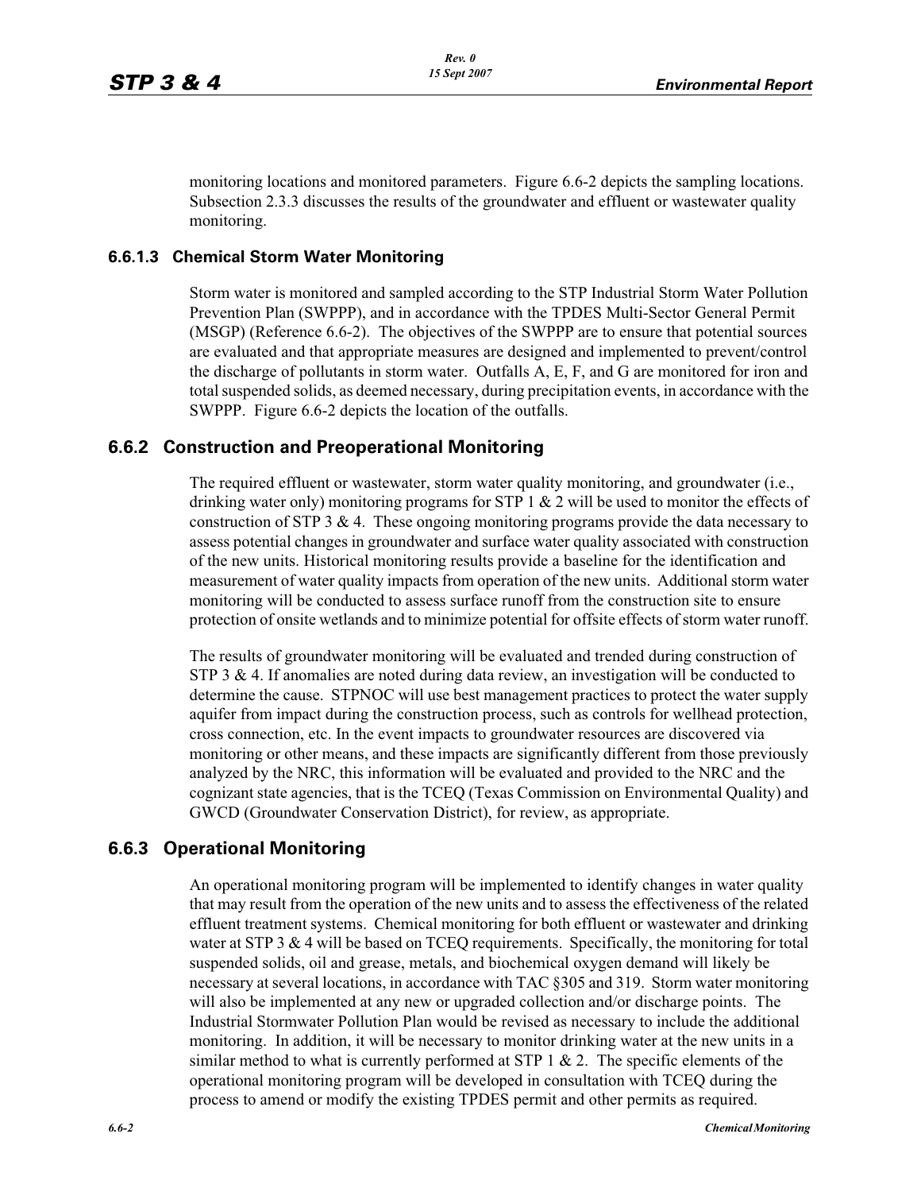monitoring locations and monitored parameters. Figure 6.6-2 depicts the sampling locations. Subsection 2.3.3 discusses the results of the groundwater and effluent or wastewater quality monitoring.

### 6.6.1.3 Chemical Storm Water Monitoring

Storm water is monitored and sampled according to the STP Industrial Storm Water Pollution Prevention Plan (SWPPP), and in accordance with the TPDES Multi-Sector General Permit (MSGP) (Reference 6.6-2). The objectives of the SWPPP are to ensure that potential sources are evaluated and that appropriate measures are designed and implemented to prevent/control the discharge of pollutants in storm water. Outfalls A, E, F, and G are monitored for iron and total suspended solids, as deemed necessary, during precipitation events, in accordance with the SWPPP. Figure 6.6-2 depicts the location of the outfalls.

## 6.6.2 Construction and Preoperational Monitoring

The required effluent or wastewater, storm water quality monitoring, and groundwater (i.e., drinking water only) monitoring programs for STP 1 & 2 will be used to monitor the effects of construction of STP 3 & 4. These ongoing monitoring programs provide the data necessary to assess potential changes in groundwater and surface water quality associated with construction of the new units. Historical monitoring results provide a baseline for the identification and measurement of water quality impacts from operation of the new units. Additional storm water monitoring will be conducted to assess surface runoff from the construction site to ensure protection of onsite wetlands and to minimize potential for offsite effects of storm water runoff.

The results of groundwater monitoring will be evaluated and trended during construction of STP 3 & 4. If anomalies are noted during data review, an investigation will be conducted to determine the cause. STPNOC will use best management practices to protect the water supply aquifer from impact during the construction process, such as controls for wellhead protection, cross connection, etc. In the event impacts to groundwater resources are discovered via monitoring or other means, and these impacts are significantly different from those previously analyzed by the NRC, this information will be evaluated and provided to the NRC and the cognizant state agencies, that is the TCEQ (Texas Commission on Environmental Quality) and GWCD (Groundwater Conservation District), for review, as appropriate.

## 6.6.3 Operational Monitoring

An operational monitoring program will be implemented to identify changes in water quality that may result from the operation of the new units and to assess the effectiveness of the related effluent treatment systems. Chemical monitoring for both effluent or wastewater and drinking water at STP 3 & 4 will be based on TCEQ requirements. Specifically, the monitoring for total suspended solids, oil and grease, metals, and biochemical oxygen demand will likely be necessary at several locations, in accordance with TAC §305 and 319. Storm water monitoring will also be implemented at any new or upgraded collection and/or discharge points. The Industrial Stormwater Pollution Plan would be revised as necessary to include the additional monitoring. In addition, it will be necessary to monitor drinking water at the new units in a similar method to what is currently performed at STP 1 & 2. The specific elements of the operational monitoring program will be developed in consultation with TCEQ during the process to amend or modify the existing TPDES permit and other permits as required.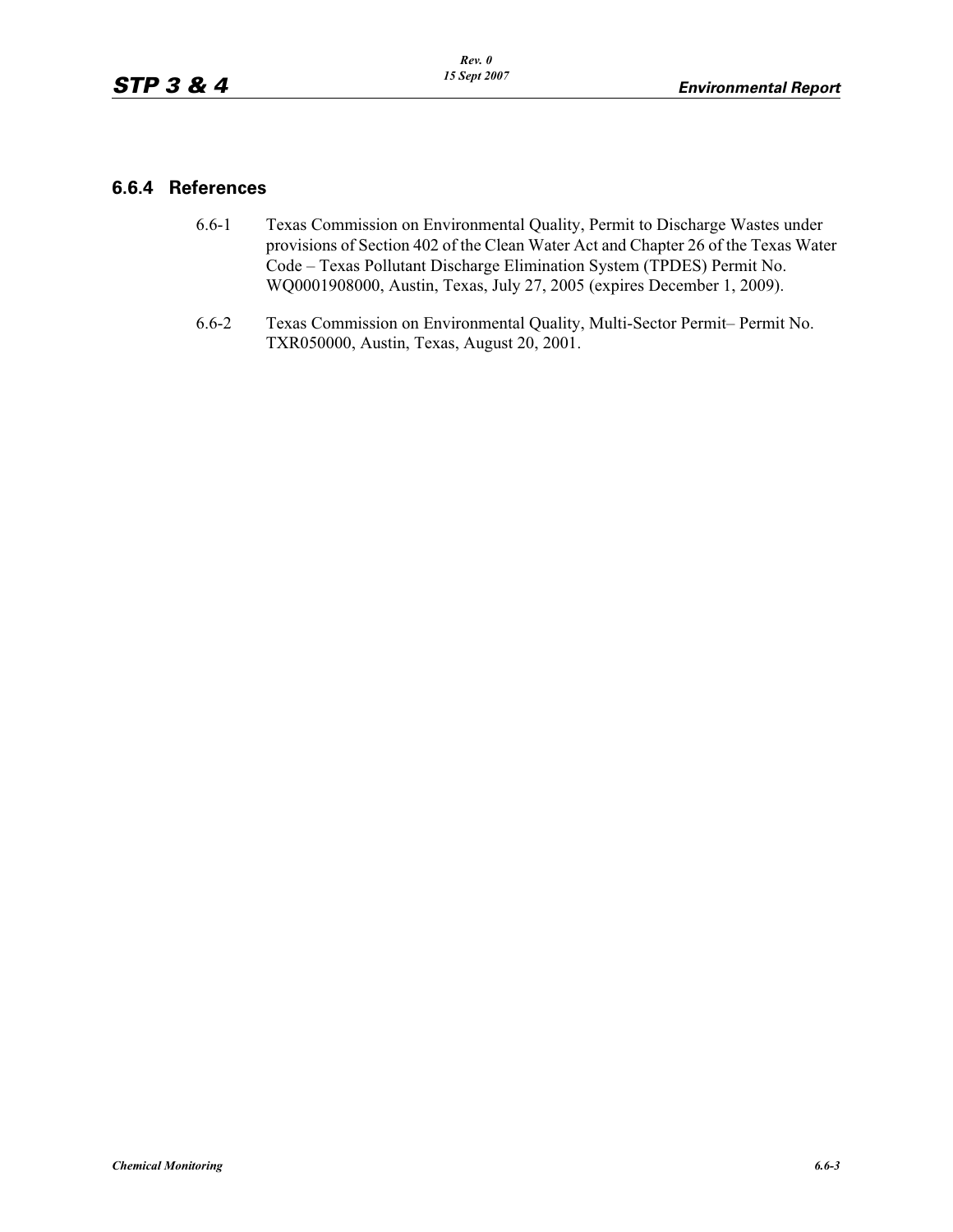### 6.6.4 References

6.6-1 Texas Commission on Environmental Quality, Permit to Discharge Wastes under provisions of Section 402 of the Clean Water Act and Chapter 26 of the Texas Water Code – Texas Pollutant Discharge Elimination System (TPDES) Permit No. WQ0001908000, Austin, Texas, July 27, 2005 (expires December 1, 2009).

6.6-2 Texas Commission on Environmental Quality, Multi-Sector Permit– Permit No. TXR050000, Austin, Texas, August 20, 2001.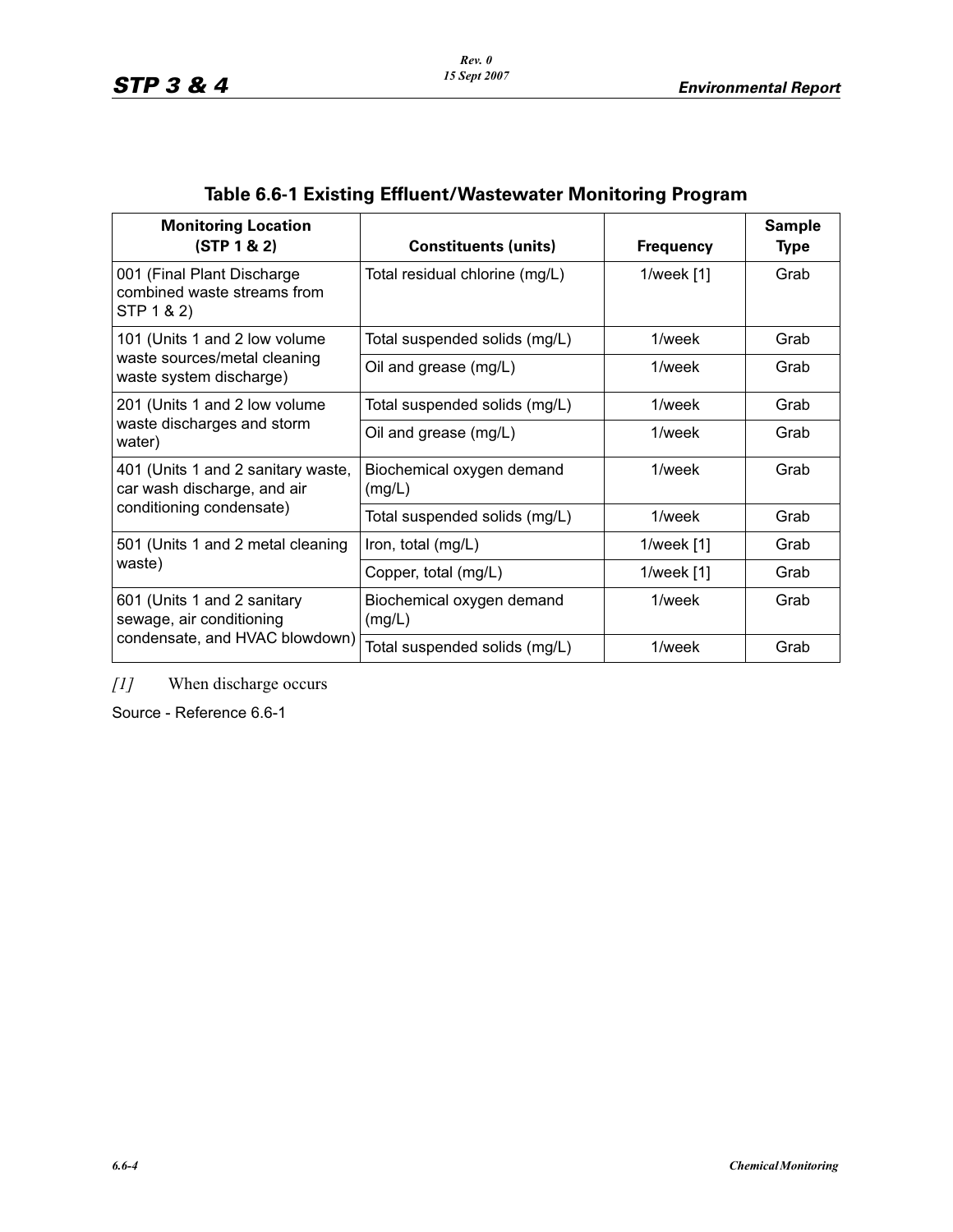## Table 6.6-1 Existing Effluent/Wastewater Monitoring Program

| Monitoring Location (STP 1 & 2) | Constituents (units) | Frequency | Sample Type |
|---|---|---|---|
| 001 (Final Plant Discharge combined waste streams from STP 1 & 2) | Total residual chlorine (mg/L) | 1/week [1] | Grab |
| 101 (Units 1 and 2 low volume waste sources/metal cleaning waste system discharge) | Total suspended solids (mg/L) | 1/week | Grab |
| | Oil and grease (mg/L) | 1/week | Grab |
| 201 (Units 1 and 2 low volume waste discharges and storm water) | Total suspended solids (mg/L) | 1/week | Grab |
| | Oil and grease (mg/L) | 1/week | Grab |
| 401 (Units 1 and 2 sanitary waste, car wash discharge, and air conditioning condensate) | Biochemical oxygen demand (mg/L) | 1/week | Grab |
| | Total suspended solids (mg/L) | 1/week | Grab |
| 501 (Units 1 and 2 metal cleaning waste) | Iron, total (mg/L) | 1/week [1] | Grab |
| | Copper, total (mg/L) | 1/week [1] | Grab |
| 601 (Units 1 and 2 sanitary sewage, air conditioning condensate, and HVAC blowdown) | Biochemical oxygen demand (mg/L) | 1/week | Grab |
| | Total suspended solids (mg/L) | 1/week | Grab |

*[1]* When discharge occurs

Source - Reference 6.6-1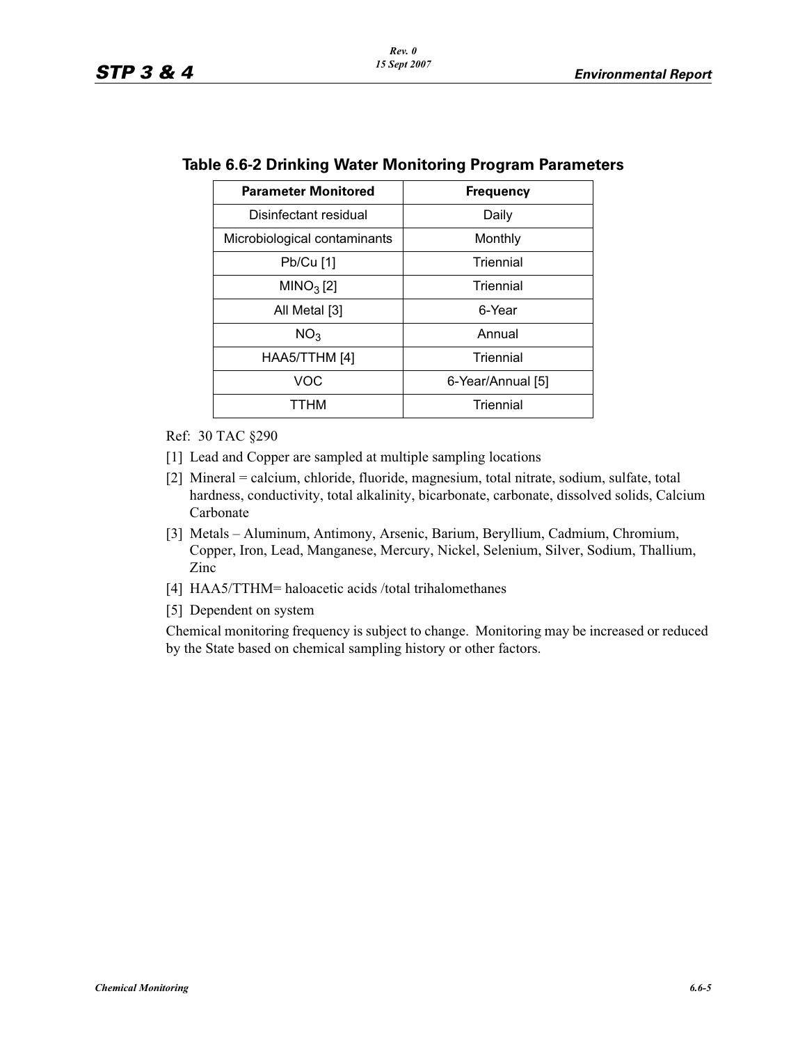### Table 6.6-2 Drinking Water Monitoring Program Parameters

| Parameter Monitored | Frequency |
|---|---|
| Disinfectant residual | Daily |
| Microbiological contaminants | Monthly |
| Pb/Cu [1] | Triennial |
| $MINO_3$ [2] | Triennial |
| All Metal [3] | 6-Year |
| $NO_3$ | Annual |
| HAA5/TTHM [4] | Triennial |
| VOC | 6-Year/Annual [5] |
| TTHM | Triennial |

Ref: 30 TAC §290

[1] Lead and Copper are sampled at multiple sampling locations

[2] Mineral = calcium, chloride, fluoride, magnesium, total nitrate, sodium, sulfate, total hardness, conductivity, total alkalinity, bicarbonate, carbonate, dissolved solids, Calcium Carbonate

[3] Metals – Aluminum, Antimony, Arsenic, Barium, Beryllium, Cadmium, Chromium, Copper, Iron, Lead, Manganese, Mercury, Nickel, Selenium, Silver, Sodium, Thallium, Zinc

[4] HAA5/TTHM= haloacetic acids /total trihalomethanes

[5] Dependent on system

Chemical monitoring frequency is subject to change. Monitoring may be increased or reduced by the State based on chemical sampling history or other factors.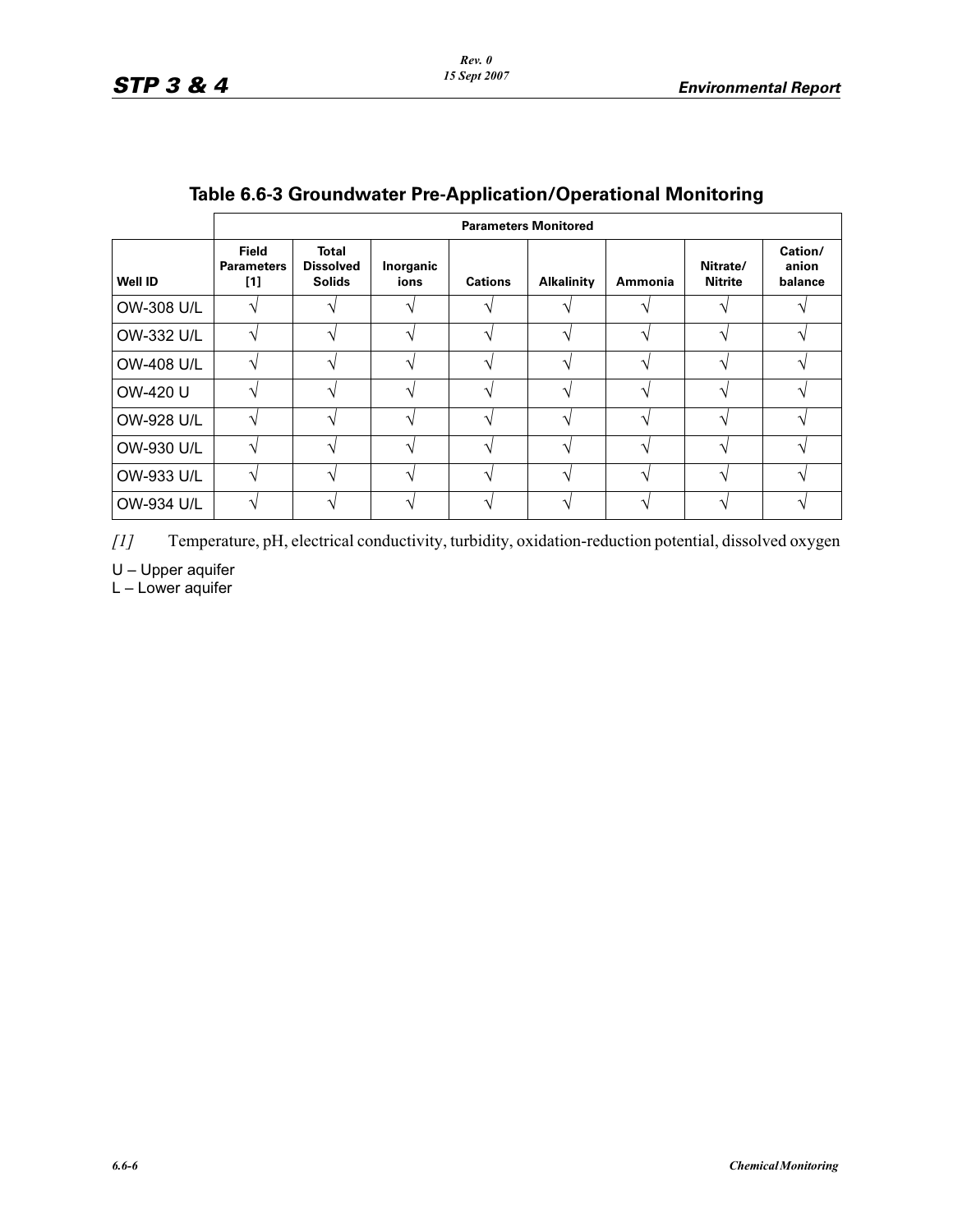## Table 6.6-3 Groundwater Pre-Application/Operational Monitoring

| | Parameters Monitored | | | | | | | |
|---|---|---|---|---|---|---|---|---|
| **Well ID** | **Field Parameters [1]** | **Total Dissolved Solids** | **Inorganic ions** | **Cations** | **Alkalinity** | **Ammonia** | **Nitrate/ Nitrite** | **Cation/ anion balance** |
| OW-308 U/L | √ | √ | √ | √ | √ | √ | √ | √ |
| OW-332 U/L | √ | √ | √ | √ | √ | √ | √ | √ |
| OW-408 U/L | √ | √ | √ | √ | √ | √ | √ | √ |
| OW-420 U | √ | √ | √ | √ | √ | √ | √ | √ |
| OW-928 U/L | √ | √ | √ | √ | √ | √ | √ | √ |
| OW-930 U/L | √ | √ | √ | √ | √ | √ | √ | √ |
| OW-933 U/L | √ | √ | √ | √ | √ | √ | √ | √ |
| OW-934 U/L | √ | √ | √ | √ | √ | √ | √ | √ |

*[1]* Temperature, pH, electrical conductivity, turbidity, oxidation-reduction potential, dissolved oxygen

U – Upper aquifer
L – Lower aquifer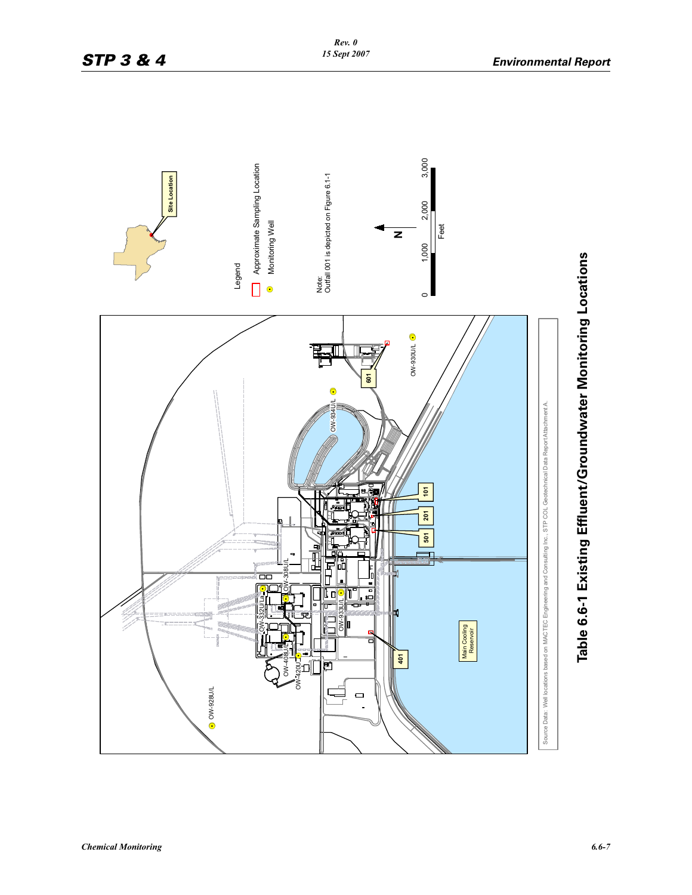Legend

Approximate Sampling Location

Monitoring Well

Note:
Outfall 001 is depicted on Figure 6.1-1

Site Location

N

0 1,000 2,000 3,000
Feet

OW-928U/L

OW-420U/L

OW-408U/L

OW-332U/La

OW-308U/L

OW-933U/L

OW-934U/L

OW-930U/L

401

501

201

101

601

Main Cooling Reservoir

Source Data: Well locations based on MACTEC Engineering and Consulting Inc., STP COL Geotechnical Data Report Attachment A.

**Table 6.6-1 Existing Effluent/Groundwater Monitoring Locations**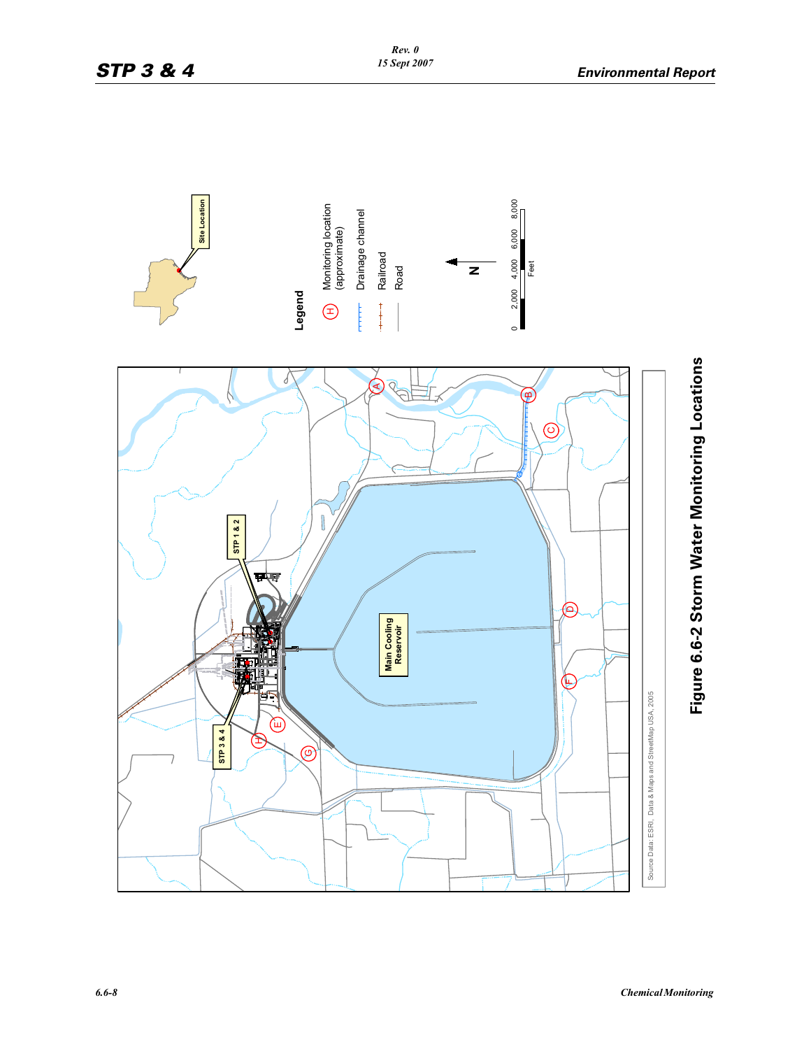Site Location

Legend

H Monitoring location (approximate)

Drainage channel

Railroad

Road

N

0 2,000 4,000 6,000 8,000

Feet

STP 1 & 2

STP 3 & 4

Main Cooling Reservoir

A B C D E F G H

Source Data: ESRI, Data & Maps and StreetMap USA, 2005

Figure 6.6-2 Storm Water Monitoring Locations